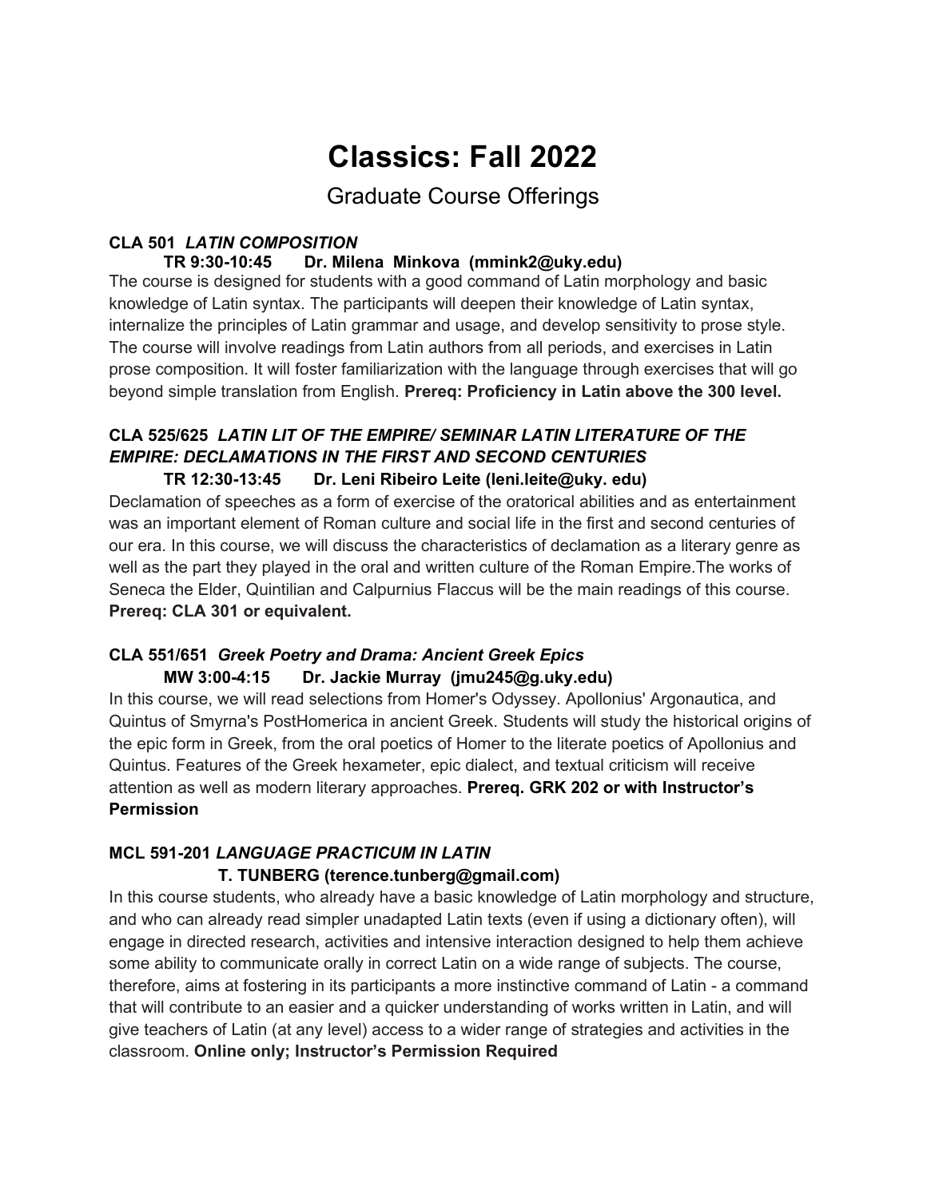# Classics: Fall 2022

## Graduate Course Offerings

**CLA 501** ***LATIN COMPOSITION***

**TR 9:30-10:45 Dr. Milena Minkova (mmink2@uky.edu)**

The course is designed for students with a good command of Latin morphology and basic knowledge of Latin syntax. The participants will deepen their knowledge of Latin syntax, internalize the principles of Latin grammar and usage, and develop sensitivity to prose style. The course will involve readings from Latin authors from all periods, and exercises in Latin prose composition. It will foster familiarization with the language through exercises that will go beyond simple translation from English. **Prereq: Proficiency in Latin above the 300 level.**

**CLA 525/625** ***LATIN LIT OF THE EMPIRE/ SEMINAR LATIN LITERATURE OF THE EMPIRE: DECLAMATIONS IN THE FIRST AND SECOND CENTURIES***

**TR 12:30-13:45 Dr. Leni Ribeiro Leite (leni.leite@uky. edu)**

Declamation of speeches as a form of exercise of the oratorical abilities and as entertainment was an important element of Roman culture and social life in the first and second centuries of our era. In this course, we will discuss the characteristics of declamation as a literary genre as well as the part they played in the oral and written culture of the Roman Empire.The works of Seneca the Elder, Quintilian and Calpurnius Flaccus will be the main readings of this course. **Prereq: CLA 301 or equivalent.**

**CLA 551/651** ***Greek Poetry and Drama: Ancient Greek Epics***

**MW 3:00-4:15 Dr. Jackie Murray (jmu245@g.uky.edu)**

In this course, we will read selections from Homer's Odyssey. Apollonius' Argonautica, and Quintus of Smyrna's PostHomerica in ancient Greek. Students will study the historical origins of the epic form in Greek, from the oral poetics of Homer to the literate poetics of Apollonius and Quintus. Features of the Greek hexameter, epic dialect, and textual criticism will receive attention as well as modern literary approaches. **Prereq. GRK 202 or with Instructor's Permission**

**MCL 591-201** ***LANGUAGE PRACTICUM IN LATIN***

**T. TUNBERG (terence.tunberg@gmail.com)**

In this course students, who already have a basic knowledge of Latin morphology and structure, and who can already read simpler unadapted Latin texts (even if using a dictionary often), will engage in directed research, activities and intensive interaction designed to help them achieve some ability to communicate orally in correct Latin on a wide range of subjects. The course, therefore, aims at fostering in its participants a more instinctive command of Latin - a command that will contribute to an easier and a quicker understanding of works written in Latin, and will give teachers of Latin (at any level) access to a wider range of strategies and activities in the classroom. **Online only; Instructor's Permission Required**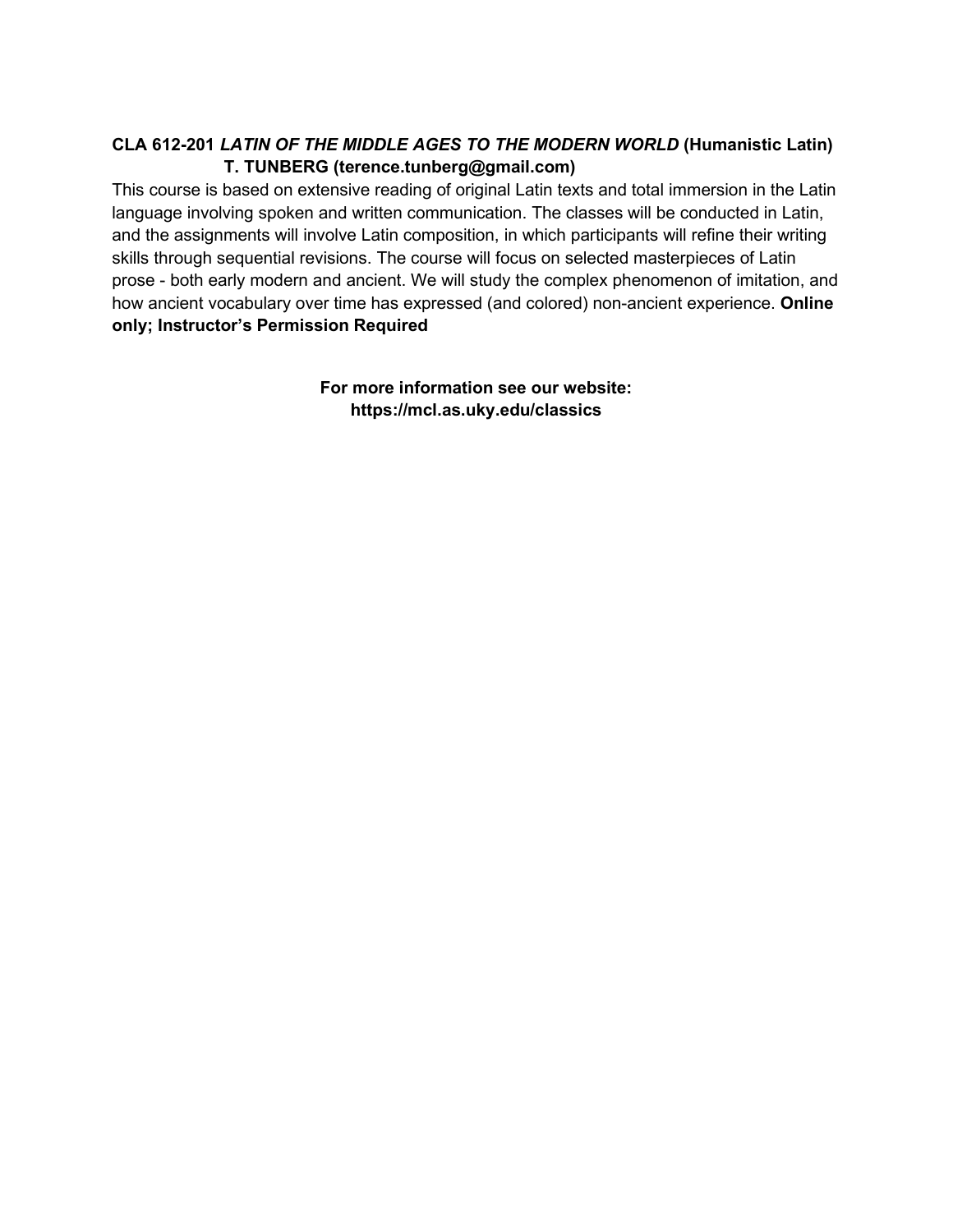**CLA 612-201** ***LATIN OF THE MIDDLE AGES TO THE MODERN WORLD*** **(Humanistic Latin)**
**T. TUNBERG (terence.tunberg@gmail.com)**

This course is based on extensive reading of original Latin texts and total immersion in the Latin language involving spoken and written communication. The classes will be conducted in Latin, and the assignments will involve Latin composition, in which participants will refine their writing skills through sequential revisions. The course will focus on selected masterpieces of Latin prose - both early modern and ancient. We will study the complex phenomenon of imitation, and how ancient vocabulary over time has expressed (and colored) non-ancient experience. **Online only; Instructor's Permission Required**

**For more information see our website:**
**https://mcl.as.uky.edu/classics**